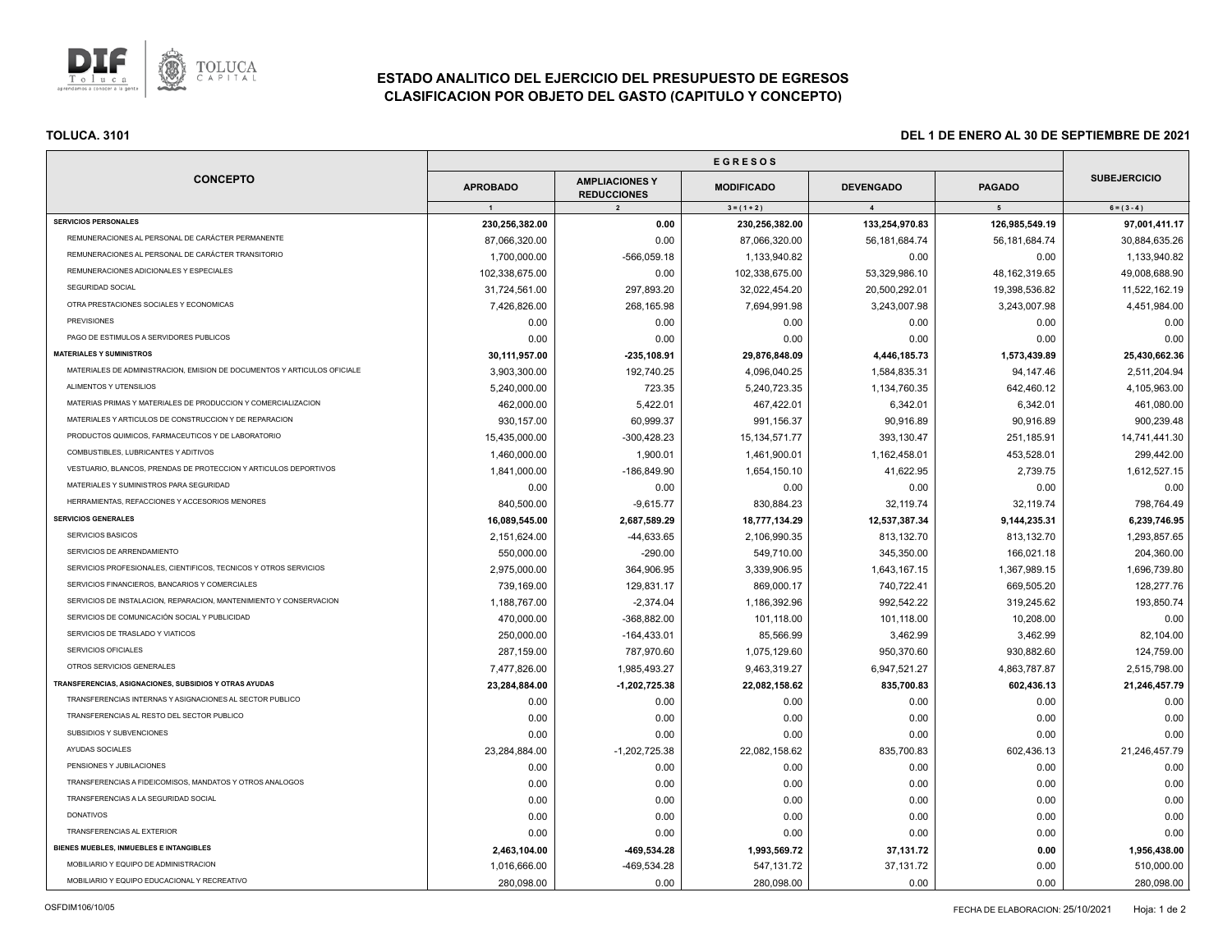# ESTADO ANALITICO DEL EJERCICIO DEL PRESUPUESTO DE EGRESOS
## CLASIFICACION POR OBJETO DEL GASTO (CAPITULO Y CONCEPTO)

**TOLUCA. 3101** **DEL 1 DE ENERO AL 30 DE SEPTIEMBRE DE 2021**

| CONCEPTO | EGRESOS | | | | | SUBEJERCICIO |
|---|---|---|---|---|---|---|
| | APROBADO | AMPLIACIONES Y REDUCCIONES | MODIFICADO | DEVENGADO | PAGADO | |
| | 1 | 2 | 3 = ( 1 + 2 ) | 4 | 5 | 6 = ( 3 - 4 ) |
| **SERVICIOS PERSONALES** | **230,256,382.00** | **0.00** | **230,256,382.00** | **133,254,970.83** | **126,985,549.19** | **97,001,411.17** |
| REMUNERACIONES AL PERSONAL DE CARÁCTER PERMANENTE | 87,066,320.00 | 0.00 | 87,066,320.00 | 56,181,684.74 | 56,181,684.74 | 30,884,635.26 |
| REMUNERACIONES AL PERSONAL DE CARÁCTER TRANSITORIO | 1,700,000.00 | -566,059.18 | 1,133,940.82 | 0.00 | 0.00 | 1,133,940.82 |
| REMUNERACIONES ADICIONALES Y ESPECIALES | 102,338,675.00 | 0.00 | 102,338,675.00 | 53,329,986.10 | 48,162,319.65 | 49,008,688.90 |
| SEGURIDAD SOCIAL | 31,724,561.00 | 297,893.20 | 32,022,454.20 | 20,500,292.01 | 19,398,536.82 | 11,522,162.19 |
| OTRA PRESTACIONES SOCIALES Y ECONOMICAS | 7,426,826.00 | 268,165.98 | 7,694,991.98 | 3,243,007.98 | 3,243,007.98 | 4,451,984.00 |
| PREVISIONES | 0.00 | 0.00 | 0.00 | 0.00 | 0.00 | 0.00 |
| PAGO DE ESTIMULOS A SERVIDORES PUBLICOS | 0.00 | 0.00 | 0.00 | 0.00 | 0.00 | 0.00 |
| **MATERIALES Y SUMINISTROS** | **30,111,957.00** | **-235,108.91** | **29,876,848.09** | **4,446,185.73** | **1,573,439.89** | **25,430,662.36** |
| MATERIALES DE ADMINISTRACION, EMISION DE DOCUMENTOS Y ARTICULOS OFICIALE | 3,903,300.00 | 192,740.25 | 4,096,040.25 | 1,584,835.31 | 94,147.46 | 2,511,204.94 |
| ALIMENTOS Y UTENSILIOS | 5,240,000.00 | 723.35 | 5,240,723.35 | 1,134,760.35 | 642,460.12 | 4,105,963.00 |
| MATERIAS PRIMAS Y MATERIALES DE PRODUCCION Y COMERCIALIZACION | 462,000.00 | 5,422.01 | 467,422.01 | 6,342.01 | 6,342.01 | 461,080.00 |
| MATERIALES Y ARTICULOS DE CONSTRUCCION Y DE REPARACION | 930,157.00 | 60,999.37 | 991,156.37 | 90,916.89 | 90,916.89 | 900,239.48 |
| PRODUCTOS QUIMICOS, FARMACEUTICOS Y DE LABORATORIO | 15,435,000.00 | -300,428.23 | 15,134,571.77 | 393,130.47 | 251,185.91 | 14,741,441.30 |
| COMBUSTIBLES, LUBRICANTES Y ADITIVOS | 1,460,000.00 | 1,900.01 | 1,461,900.01 | 1,162,458.01 | 453,528.01 | 299,442.00 |
| VESTUARIO, BLANCOS, PRENDAS DE PROTECCION Y ARTICULOS DEPORTIVOS | 1,841,000.00 | -186,849.90 | 1,654,150.10 | 41,622.95 | 2,739.75 | 1,612,527.15 |
| MATERIALES Y SUMINISTROS PARA SEGURIDAD | 0.00 | 0.00 | 0.00 | 0.00 | 0.00 | 0.00 |
| HERRAMIENTAS, REFACCIONES Y ACCESORIOS MENORES | 840,500.00 | -9,615.77 | 830,884.23 | 32,119.74 | 32,119.74 | 798,764.49 |
| **SERVICIOS GENERALES** | **16,089,545.00** | **2,687,589.29** | **18,777,134.29** | **12,537,387.34** | **9,144,235.31** | **6,239,746.95** |
| SERVICIOS BASICOS | 2,151,624.00 | -44,633.65 | 2,106,990.35 | 813,132.70 | 813,132.70 | 1,293,857.65 |
| SERVICIOS DE ARRENDAMIENTO | 550,000.00 | -290.00 | 549,710.00 | 345,350.00 | 166,021.18 | 204,360.00 |
| SERVICIOS PROFESIONALES, CIENTIFICOS, TECNICOS Y OTROS SERVICIOS | 2,975,000.00 | 364,906.95 | 3,339,906.95 | 1,643,167.15 | 1,367,989.15 | 1,696,739.80 |
| SERVICIOS FINANCIEROS, BANCARIOS Y COMERCIALES | 739,169.00 | 129,831.17 | 869,000.17 | 740,722.41 | 669,505.20 | 128,277.76 |
| SERVICIOS DE INSTALACION, REPARACION, MANTENIMIENTO Y CONSERVACION | 1,188,767.00 | -2,374.04 | 1,186,392.96 | 992,542.22 | 319,245.62 | 193,850.74 |
| SERVICIOS DE COMUNICACIÓN SOCIAL Y PUBLICIDAD | 470,000.00 | -368,882.00 | 101,118.00 | 101,118.00 | 10,208.00 | 0.00 |
| SERVICIOS DE TRASLADO Y VIATICOS | 250,000.00 | -164,433.01 | 85,566.99 | 3,462.99 | 3,462.99 | 82,104.00 |
| SERVICIOS OFICIALES | 287,159.00 | 787,970.60 | 1,075,129.60 | 950,370.60 | 930,882.60 | 124,759.00 |
| OTROS SERVICIOS GENERALES | 7,477,826.00 | 1,985,493.27 | 9,463,319.27 | 6,947,521.27 | 4,863,787.87 | 2,515,798.00 |
| **TRANSFERENCIAS, ASIGNACIONES, SUBSIDIOS Y OTRAS AYUDAS** | **23,284,884.00** | **-1,202,725.38** | **22,082,158.62** | **835,700.83** | **602,436.13** | **21,246,457.79** |
| TRANSFERENCIAS INTERNAS Y ASIGNACIONES AL SECTOR PUBLICO | 0.00 | 0.00 | 0.00 | 0.00 | 0.00 | 0.00 |
| TRANSFERENCIAS AL RESTO DEL SECTOR PUBLICO | 0.00 | 0.00 | 0.00 | 0.00 | 0.00 | 0.00 |
| SUBSIDIOS Y SUBVENCIONES | 0.00 | 0.00 | 0.00 | 0.00 | 0.00 | 0.00 |
| AYUDAS SOCIALES | 23,284,884.00 | -1,202,725.38 | 22,082,158.62 | 835,700.83 | 602,436.13 | 21,246,457.79 |
| PENSIONES Y JUBILACIONES | 0.00 | 0.00 | 0.00 | 0.00 | 0.00 | 0.00 |
| TRANSFERENCIAS A FIDEICOMISOS, MANDATOS Y OTROS ANALOGOS | 0.00 | 0.00 | 0.00 | 0.00 | 0.00 | 0.00 |
| TRANSFERENCIAS A LA SEGURIDAD SOCIAL | 0.00 | 0.00 | 0.00 | 0.00 | 0.00 | 0.00 |
| DONATIVOS | 0.00 | 0.00 | 0.00 | 0.00 | 0.00 | 0.00 |
| TRANSFERENCIAS AL EXTERIOR | 0.00 | 0.00 | 0.00 | 0.00 | 0.00 | 0.00 |
| **BIENES MUEBLES, INMUEBLES E INTANGIBLES** | **2,463,104.00** | **-469,534.28** | **1,993,569.72** | **37,131.72** | **0.00** | **1,956,438.00** |
| MOBILIARIO Y EQUIPO DE ADMINISTRACION | 1,016,666.00 | -469,534.28 | 547,131.72 | 37,131.72 | 0.00 | 510,000.00 |
| MOBILIARIO Y EQUIPO EDUCACIONAL Y RECREATIVO | 280,098.00 | 0.00 | 280,098.00 | 0.00 | 0.00 | 280,098.00 |

OSFDIM106/10/05 FECHA DE ELABORACION: 25/10/2021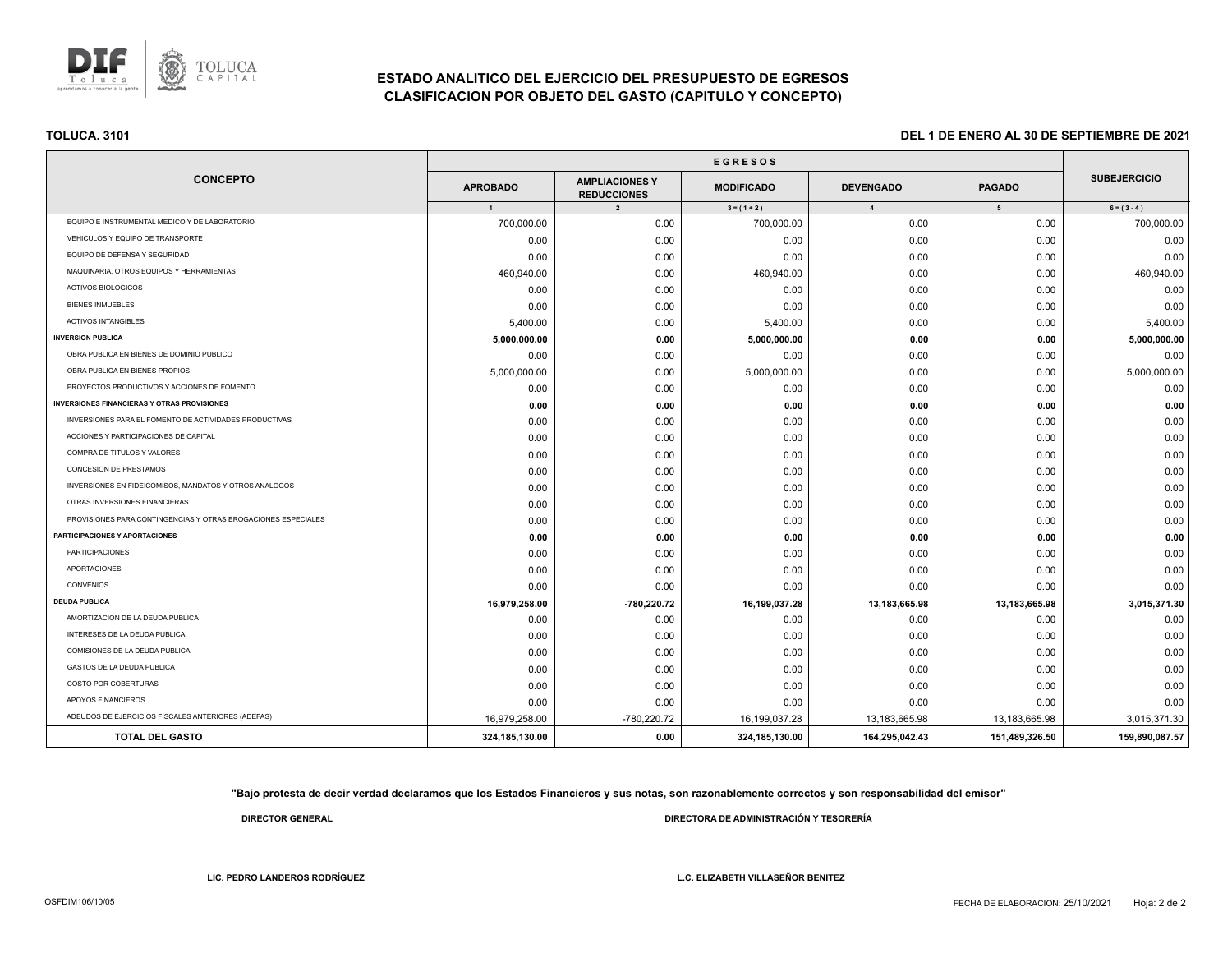# ESTADO ANALITICO DEL EJERCICIO DEL PRESUPUESTO DE EGRESOS
## CLASIFICACION POR OBJETO DEL GASTO (CAPITULO Y CONCEPTO)

**TOLUCA. 3101** **DEL 1 DE ENERO AL 30 DE SEPTIEMBRE DE 2021**

| CONCEPTO | EGRESOS | | | | | SUBEJERCICIO |
|---|---|---|---|---|---|---|
| | APROBADO | AMPLIACIONES Y REDUCCIONES | MODIFICADO | DEVENGADO | PAGADO | |
| | 1 | 2 | 3 = ( 1 + 2 ) | 4 | 5 | 6 = ( 3 - 4 ) |
| EQUIPO E INSTRUMENTAL MEDICO Y DE LABORATORIO | 700,000.00 | 0.00 | 700,000.00 | 0.00 | 0.00 | 700,000.00 |
| VEHICULOS Y EQUIPO DE TRANSPORTE | 0.00 | 0.00 | 0.00 | 0.00 | 0.00 | 0.00 |
| EQUIPO DE DEFENSA Y SEGURIDAD | 0.00 | 0.00 | 0.00 | 0.00 | 0.00 | 0.00 |
| MAQUINARIA, OTROS EQUIPOS Y HERRAMIENTAS | 460,940.00 | 0.00 | 460,940.00 | 0.00 | 0.00 | 460,940.00 |
| ACTIVOS BIOLOGICOS | 0.00 | 0.00 | 0.00 | 0.00 | 0.00 | 0.00 |
| BIENES INMUEBLES | 0.00 | 0.00 | 0.00 | 0.00 | 0.00 | 0.00 |
| ACTIVOS INTANGIBLES | 5,400.00 | 0.00 | 5,400.00 | 0.00 | 0.00 | 5,400.00 |
| **INVERSION PUBLICA** | **5,000,000.00** | **0.00** | **5,000,000.00** | **0.00** | **0.00** | **5,000,000.00** |
| OBRA PUBLICA EN BIENES DE DOMINIO PUBLICO | 0.00 | 0.00 | 0.00 | 0.00 | 0.00 | 0.00 |
| OBRA PUBLICA EN BIENES PROPIOS | 5,000,000.00 | 0.00 | 5,000,000.00 | 0.00 | 0.00 | 5,000,000.00 |
| PROYECTOS PRODUCTIVOS Y ACCIONES DE FOMENTO | 0.00 | 0.00 | 0.00 | 0.00 | 0.00 | 0.00 |
| **INVERSIONES FINANCIERAS Y OTRAS PROVISIONES** | **0.00** | **0.00** | **0.00** | **0.00** | **0.00** | **0.00** |
| INVERSIONES PARA EL FOMENTO DE ACTIVIDADES PRODUCTIVAS | 0.00 | 0.00 | 0.00 | 0.00 | 0.00 | 0.00 |
| ACCIONES Y PARTICIPACIONES DE CAPITAL | 0.00 | 0.00 | 0.00 | 0.00 | 0.00 | 0.00 |
| COMPRA DE TITULOS Y VALORES | 0.00 | 0.00 | 0.00 | 0.00 | 0.00 | 0.00 |
| CONCESION DE PRESTAMOS | 0.00 | 0.00 | 0.00 | 0.00 | 0.00 | 0.00 |
| INVERSIONES EN FIDEICOMISOS, MANDATOS Y OTROS ANALOGOS | 0.00 | 0.00 | 0.00 | 0.00 | 0.00 | 0.00 |
| OTRAS INVERSIONES FINANCIERAS | 0.00 | 0.00 | 0.00 | 0.00 | 0.00 | 0.00 |
| PROVISIONES PARA CONTINGENCIAS Y OTRAS EROGACIONES ESPECIALES | 0.00 | 0.00 | 0.00 | 0.00 | 0.00 | 0.00 |
| **PARTICIPACIONES Y APORTACIONES** | **0.00** | **0.00** | **0.00** | **0.00** | **0.00** | **0.00** |
| PARTICIPACIONES | 0.00 | 0.00 | 0.00 | 0.00 | 0.00 | 0.00 |
| APORTACIONES | 0.00 | 0.00 | 0.00 | 0.00 | 0.00 | 0.00 |
| CONVENIOS | 0.00 | 0.00 | 0.00 | 0.00 | 0.00 | 0.00 |
| **DEUDA PUBLICA** | **16,979,258.00** | **-780,220.72** | **16,199,037.28** | **13,183,665.98** | **13,183,665.98** | **3,015,371.30** |
| AMORTIZACION DE LA DEUDA PUBLICA | 0.00 | 0.00 | 0.00 | 0.00 | 0.00 | 0.00 |
| INTERESES DE LA DEUDA PUBLICA | 0.00 | 0.00 | 0.00 | 0.00 | 0.00 | 0.00 |
| COMISIONES DE LA DEUDA PUBLICA | 0.00 | 0.00 | 0.00 | 0.00 | 0.00 | 0.00 |
| GASTOS DE LA DEUDA PUBLICA | 0.00 | 0.00 | 0.00 | 0.00 | 0.00 | 0.00 |
| COSTO POR COBERTURAS | 0.00 | 0.00 | 0.00 | 0.00 | 0.00 | 0.00 |
| APOYOS FINANCIEROS | 0.00 | 0.00 | 0.00 | 0.00 | 0.00 | 0.00 |
| ADEUDOS DE EJERCICIOS FISCALES ANTERIORES (ADEFAS) | 16,979,258.00 | -780,220.72 | 16,199,037.28 | 13,183,665.98 | 13,183,665.98 | 3,015,371.30 |
| **TOTAL DEL GASTO** | **324,185,130.00** | **0.00** | **324,185,130.00** | **164,295,042.43** | **151,489,326.50** | **159,890,087.57** |

**"Bajo protesta de decir verdad declaramos que los Estados Financieros y sus notas, son razonablemente correctos y son responsabilidad del emisor"**

**DIRECTOR GENERAL** **DIRECTORA DE ADMINISTRACIÓN Y TESORERÍA**

**LIC. PEDRO LANDEROS RODRÍGUEZ** **L.C. ELIZABETH VILLASEÑOR BENITEZ**

OSFDIM106/10/05 FECHA DE ELABORACION: 25/10/2021